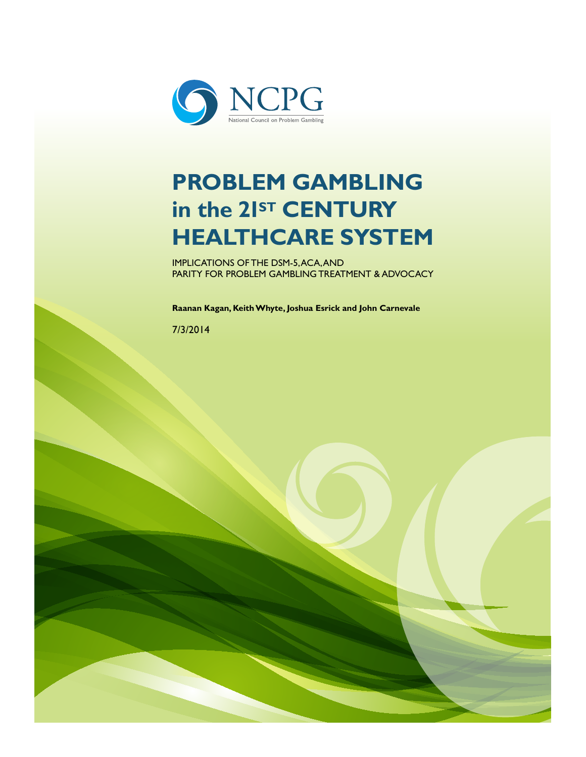NCPG

National Council on Problem Gambling

# PROBLEM GAMBLING in the 21ST CENTURY HEALTHCARE SYSTEM

IMPLICATIONS OF THE DSM-5, ACA, AND PARITY FOR PROBLEM GAMBLING TREATMENT & ADVOCACY

**Raanan Kagan, Keith Whyte, Joshua Esrick and John Carnevale**

7/3/2014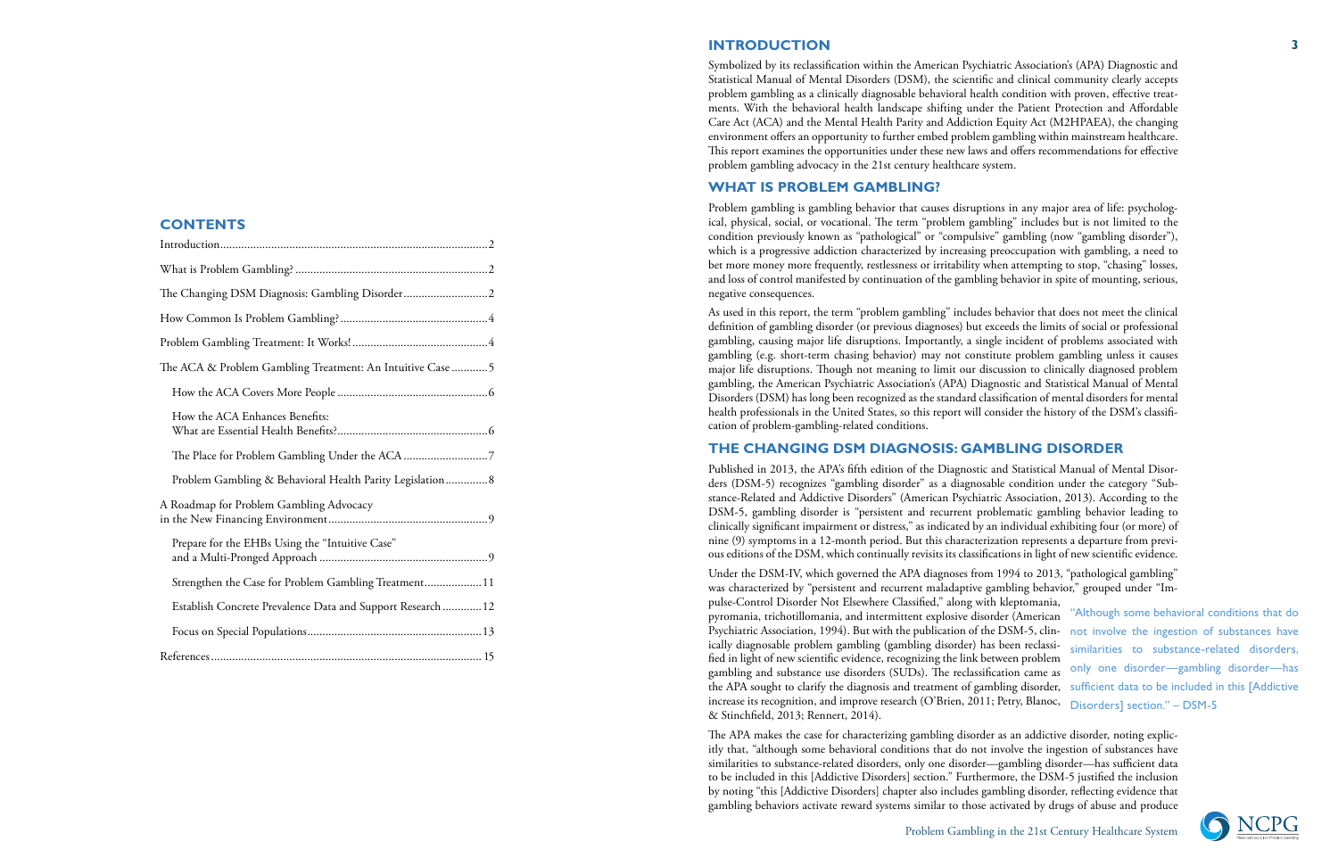## CONTENTS

Introduction........................................................................................2

What is Problem Gambling? ................................................................2

The Changing DSM Diagnosis: Gambling Disorder............................2

How Common Is Problem Gambling?..................................................4

Problem Gambling Treatment: It Works!.............................................4

The ACA & Problem Gambling Treatment: An Intuitive Case............5

- How the ACA Covers More People ..................................................6
- How the ACA Enhances Benefits: What are Essential Health Benefits?..................................................6
- The Place for Problem Gambling Under the ACA............................7
- Problem Gambling & Behavioral Health Parity Legislation..............8

A Roadmap for Problem Gambling Advocacy in the New Financing Environment.....................................................9

- Prepare for the EHBs Using the "Intuitive Case" and a Multi-Pronged Approach ........................................................9
- Strengthen the Case for Problem Gambling Treatment...................11
- Establish Concrete Prevalence Data and Support Research.............12
- Focus on Special Populations..........................................................13

References......................................................................................... 15

## INTRODUCTION

Symbolized by its reclassification within the American Psychiatric Association's (APA) Diagnostic and Statistical Manual of Mental Disorders (DSM), the scientific and clinical community clearly accepts problem gambling as a clinically diagnosable behavioral health condition with proven, effective treatments. With the behavioral health landscape shifting under the Patient Protection and Affordable Care Act (ACA) and the Mental Health Parity and Addiction Equity Act (M2HPAEA), the changing environment offers an opportunity to further embed problem gambling within mainstream healthcare. This report examines the opportunities under these new laws and offers recommendations for effective problem gambling advocacy in the 21st century healthcare system.

## WHAT IS PROBLEM GAMBLING?

Problem gambling is gambling behavior that causes disruptions in any major area of life: psychological, physical, social, or vocational. The term "problem gambling" includes but is not limited to the condition previously known as "pathological" or "compulsive" gambling (now "gambling disorder"), which is a progressive addiction characterized by increasing preoccupation with gambling, a need to bet more money more frequently, restlessness or irritability when attempting to stop, "chasing" losses, and loss of control manifested by continuation of the gambling behavior in spite of mounting, serious, negative consequences.

As used in this report, the term "problem gambling" includes behavior that does not meet the clinical definition of gambling disorder (or previous diagnoses) but exceeds the limits of social or professional gambling, causing major life disruptions. Importantly, a single incident of problems associated with gambling (e.g. short-term chasing behavior) may not constitute problem gambling unless it causes major life disruptions. Though not meaning to limit our discussion to clinically diagnosed problem gambling, the American Psychiatric Association's (APA) Diagnostic and Statistical Manual of Mental Disorders (DSM) has long been recognized as the standard classification of mental disorders for mental health professionals in the United States, so this report will consider the history of the DSM's classification of problem-gambling-related conditions.

## THE CHANGING DSM DIAGNOSIS: GAMBLING DISORDER

Published in 2013, the APA's fifth edition of the Diagnostic and Statistical Manual of Mental Disorders (DSM-5) recognizes "gambling disorder" as a diagnosable condition under the category "Substance-Related and Addictive Disorders" (American Psychiatric Association, 2013). According to the DSM-5, gambling disorder is "persistent and recurrent problematic gambling behavior leading to clinically significant impairment or distress," as indicated by an individual exhibiting four (or more) of nine (9) symptoms in a 12-month period. But this characterization represents a departure from previous editions of the DSM, which continually revisits its classifications in light of new scientific evidence.

Under the DSM-IV, which governed the APA diagnoses from 1994 to 2013, "pathological gambling" was characterized by "persistent and recurrent maladaptive gambling behavior," grouped under "Impulse-Control Disorder Not Elsewhere Classified," along with kleptomania, pyromania, trichotillomania, and intermittent explosive disorder (American Psychiatric Association, 1994). But with the publication of the DSM-5, clinically diagnosable problem gambling (gambling disorder) has been reclassified in light of new scientific evidence, recognizing the link between problem gambling and substance use disorders (SUDs). The reclassification came as the APA sought to clarify the diagnosis and treatment of gambling disorder, increase its recognition, and improve research (O'Brien, 2011; Petry, Blanco, & Stinchfield, 2013; Rennert, 2014).

> "Although some behavioral conditions that do not involve the ingestion of substances have similarities to substance-related disorders, only one disorder—gambling disorder—has sufficient data to be included in this [Addictive Disorders] section." – DSM-5

The APA makes the case for characterizing gambling disorder as an addictive disorder, noting explicitly that, "although some behavioral conditions that do not involve the ingestion of substances have similarities to substance-related disorders, only one disorder—gambling disorder—has sufficient data to be included in this [Addictive Disorders] section." Furthermore, the DSM-5 justified the inclusion by noting "this [Addictive Disorders] chapter also includes gambling disorder, reflecting evidence that gambling behaviors activate reward systems similar to those activated by drugs of abuse and produce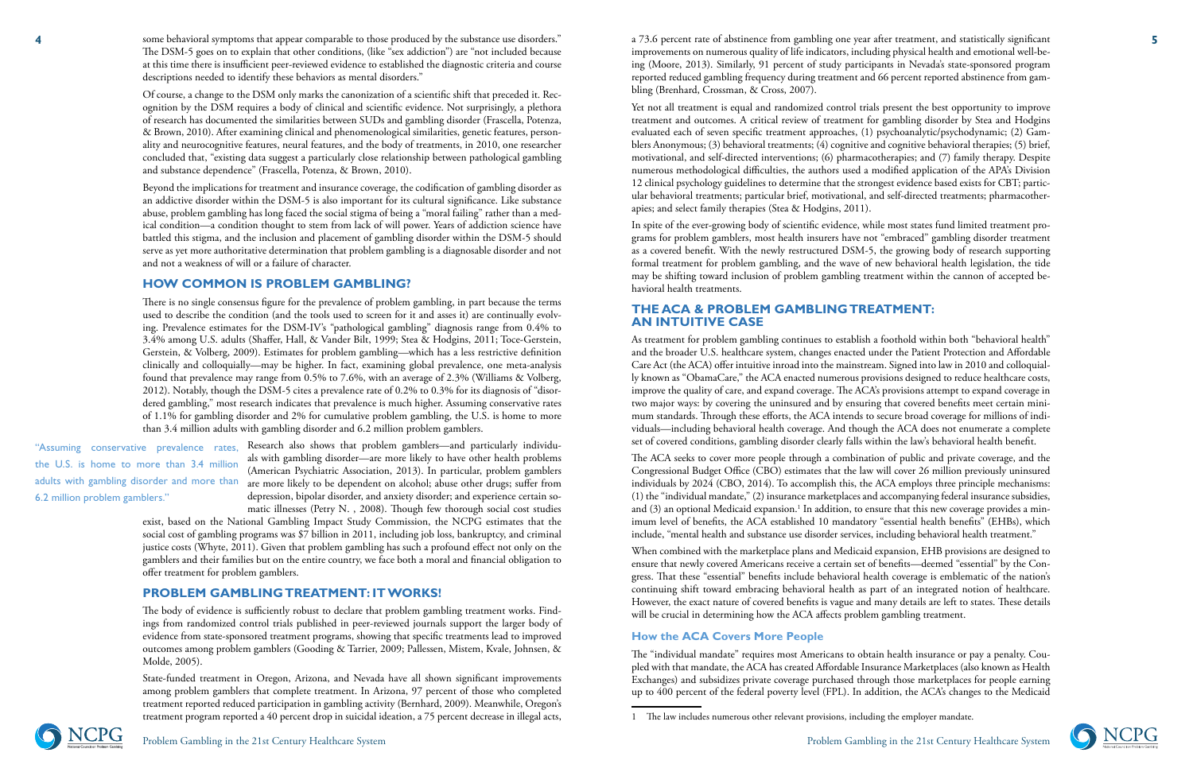some behavioral symptoms that appear comparable to those produced by the substance use disorders." The DSM-5 goes on to explain that other conditions, (like "sex addiction") are "not included because at this time there is insufficient peer-reviewed evidence to established the diagnostic criteria and course descriptions needed to identify these behaviors as mental disorders."

Of course, a change to the DSM only marks the canonization of a scientific shift that preceded it. Recognition by the DSM requires a body of clinical and scientific evidence. Not surprisingly, a plethora of research has documented the similarities between SUDs and gambling disorder (Frascella, Potenza, & Brown, 2010). After examining clinical and phenomenological similarities, genetic features, personality and neurocognitive features, neural features, and the body of treatments, in 2010, one researcher concluded that, "existing data suggest a particularly close relationship between pathological gambling and substance dependence" (Frascella, Potenza, & Brown, 2010).

Beyond the implications for treatment and insurance coverage, the codification of gambling disorder as an addictive disorder within the DSM-5 is also important for its cultural significance. Like substance abuse, problem gambling has long faced the social stigma of being a "moral failing" rather than a medical condition—a condition thought to stem from lack of will power. Years of addiction science have battled this stigma, and the inclusion and placement of gambling disorder within the DSM-5 should serve as yet more authoritative determination that problem gambling is a diagnosable disorder and not and not a weakness of will or a failure of character.

## HOW COMMON IS PROBLEM GAMBLING?

There is no single consensus figure for the prevalence of problem gambling, in part because the terms used to describe the condition (and the tools used to screen for it and asses it) are continually evolving. Prevalence estimates for the DSM-IV's "pathological gambling" diagnosis range from 0.4% to 3.4% among U.S. adults (Shaffer, Hall, & Vander Bilt, 1999; Stea & Hodgins, 2011; Toce-Gerstein, Gerstein, & Volberg, 2009). Estimates for problem gambling—which has a less restrictive definition clinically and colloquially—may be higher. In fact, examining global prevalence, one meta-analysis found that prevalence may range from 0.5% to 7.6%, with an average of 2.3% (Williams & Volberg, 2012). Notably, though the DSM-5 cites a prevalence rate of 0.2% to 0.3% for its diagnosis of "disordered gambling," most research indicates that prevalence is much higher. Assuming conservative rates of 1.1% for gambling disorder and 2% for cumulative problem gambling, the U.S. is home to more than 3.4 million adults with gambling disorder and 6.2 million problem gamblers.

> "Assuming conservative prevalence rates, the U.S. is home to more than 3.4 million adults with gambling disorder and more than 6.2 million problem gamblers."

Research also shows that problem gamblers—and particularly individuals with gambling disorder—are more likely to have other health problems (American Psychiatric Association, 2013). In particular, problem gamblers are more likely to be dependent on alcohol; abuse other drugs; suffer from depression, bipolar disorder, and anxiety disorder; and experience certain somatic illnesses (Petry N. , 2008). Though few thorough social cost studies exist, based on the National Gambling Impact Study Commission, the NCPG estimates that the social cost of gambling programs was $7 billion in 2011, including job loss, bankruptcy, and criminal justice costs (Whyte, 2011). Given that problem gambling has such a profound effect not only on the gamblers and their families but on the entire country, we face both a moral and financial obligation to offer treatment for problem gamblers.

## PROBLEM GAMBLING TREATMENT: IT WORKS!

The body of evidence is sufficiently robust to declare that problem gambling treatment works. Findings from randomized control trials published in peer-reviewed journals support the larger body of evidence from state-sponsored treatment programs, showing that specific treatments lead to improved outcomes among problem gamblers (Gooding & Tarrier, 2009; Pallessen, Mistem, Kvale, Johnsen, & Molde, 2005).

State-funded treatment in Oregon, Arizona, and Nevada have all shown significant improvements among problem gamblers that complete treatment. In Arizona, 97 percent of those who completed treatment reported reduced participation in gambling activity (Bernhard, 2009). Meanwhile, Oregon's treatment program reported a 40 percent drop in suicidal ideation, a 75 percent decrease in illegal acts, a 73.6 percent rate of abstinence from gambling one year after treatment, and statistically significant improvements on numerous quality of life indicators, including physical health and emotional well-being (Moore, 2013). Similarly, 91 percent of study participants in Nevada's state-sponsored program reported reduced gambling frequency during treatment and 66 percent reported abstinence from gambling (Brenhard, Crossman, & Cross, 2007).

Yet not all treatment is equal and randomized control trials present the best opportunity to improve treatment and outcomes. A critical review of treatment for gambling disorder by Stea and Hodgins evaluated each of seven specific treatment approaches, (1) psychoanalytic/psychodynamic; (2) Gamblers Anonymous; (3) behavioral treatments; (4) cognitive and cognitive behavioral therapies; (5) brief, motivational, and self-directed interventions; (6) pharmacotherapies; and (7) family therapy. Despite numerous methodological difficulties, the authors used a modified application of the APA's Division 12 clinical psychology guidelines to determine that the strongest evidence based exists for CBT; particular behavioral treatments; particular brief, motivational, and self-directed treatments; pharmacotherapies; and select family therapies (Stea & Hodgins, 2011).

In spite of the ever-growing body of scientific evidence, while most states fund limited treatment programs for problem gamblers, most health insurers have not "embraced" gambling disorder treatment as a covered benefit. With the newly restructured DSM-5, the growing body of research supporting formal treatment for problem gambling, and the wave of new behavioral health legislation, the tide may be shifting toward inclusion of problem gambling treatment within the cannon of accepted behavioral health treatments.

## THE ACA & PROBLEM GAMBLING TREATMENT: AN INTUITIVE CASE

As treatment for problem gambling continues to establish a foothold within both "behavioral health" and the broader U.S. healthcare system, changes enacted under the Patient Protection and Affordable Care Act (the ACA) offer intuitive inroad into the mainstream. Signed into law in 2010 and colloquially known as "ObamaCare," the ACA enacted numerous provisions designed to reduce healthcare costs, improve the quality of care, and expand coverage. The ACA's provisions attempt to expand coverage in two major ways: by covering the uninsured and by ensuring that covered benefits meet certain minimum standards. Through these efforts, the ACA intends to secure broad coverage for millions of individuals—including behavioral health coverage. And though the ACA does not enumerate a complete set of covered conditions, gambling disorder clearly falls within the law's behavioral health benefit.

The ACA seeks to cover more people through a combination of public and private coverage, and the Congressional Budget Office (CBO) estimates that the law will cover 26 million previously uninsured individuals by 2024 (CBO, 2014). To accomplish this, the ACA employs three principle mechanisms: (1) the "individual mandate," (2) insurance marketplaces and accompanying federal insurance subsidies, and (3) an optional Medicaid expansion.[1] In addition, to ensure that this new coverage provides a minimum level of benefits, the ACA established 10 mandatory "essential health benefits" (EHBs), which include, "mental health and substance use disorder services, including behavioral health treatment."

When combined with the marketplace plans and Medicaid expansion, EHB provisions are designed to ensure that newly covered Americans receive a certain set of benefits—deemed "essential" by the Congress. That these "essential" benefits include behavioral health coverage is emblematic of the nation's continuing shift toward embracing behavioral health as part of an integrated notion of healthcare. However, the exact nature of covered benefits is vague and many details are left to states. These details will be crucial in determining how the ACA affects problem gambling treatment.

### How the ACA Covers More People

The "individual mandate" requires most Americans to obtain health insurance or pay a penalty. Coupled with that mandate, the ACA has created Affordable Insurance Marketplaces (also known as Health Exchanges) and subsidizes private coverage purchased through those marketplaces for people earning up to 400 percent of the federal poverty level (FPL). In addition, the ACA's changes to the Medicaid

[1] The law includes numerous other relevant provisions, including the employer mandate.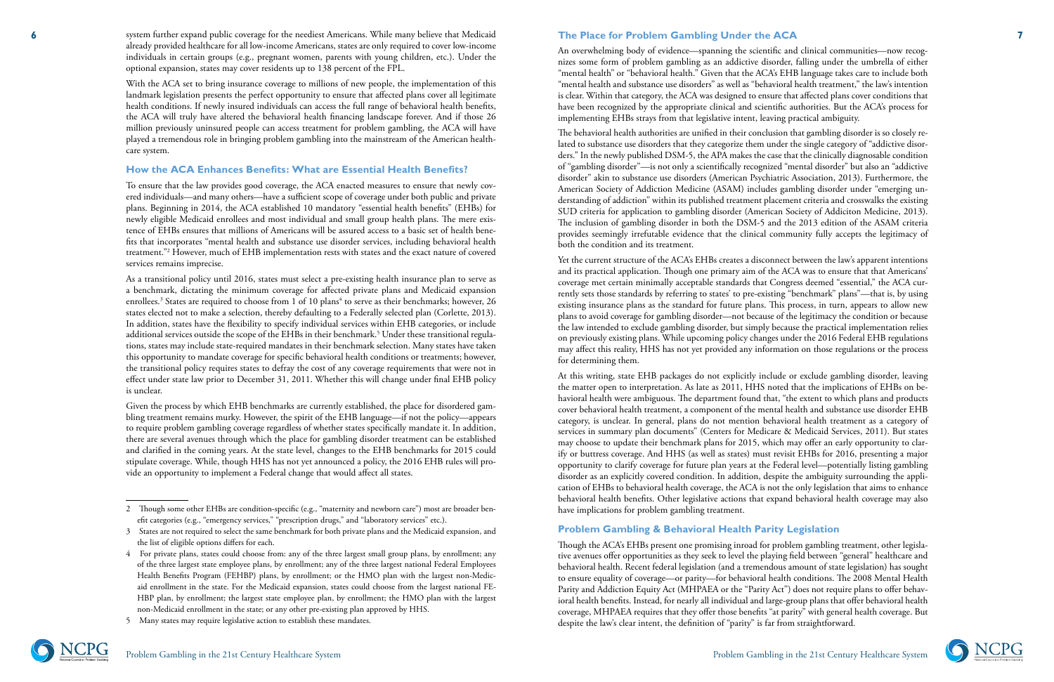system further expand public coverage for the neediest Americans. While many believe that Medicaid already provided healthcare for all low-income Americans, states are only required to cover low-income individuals in certain groups (e.g., pregnant women, parents with young children, etc.). Under the optional expansion, states may cover residents up to 138 percent of the FPL.

With the ACA set to bring insurance coverage to millions of new people, the implementation of this landmark legislation presents the perfect opportunity to ensure that affected plans cover all legitimate health conditions. If newly insured individuals can access the full range of behavioral health benefits, the ACA will truly have altered the behavioral health financing landscape forever. And if those 26 million previously uninsured people can access treatment for problem gambling, the ACA will have played a tremendous role in bringing problem gambling into the mainstream of the American healthcare system.

## How the ACA Enhances Benefits: What are Essential Health Benefits?

To ensure that the law provides good coverage, the ACA enacted measures to ensure that newly covered individuals—and many others—have a sufficient scope of coverage under both public and private plans. Beginning in 2014, the ACA established 10 mandatory "essential health benefits" (EHBs) for newly eligible Medicaid enrollees and most individual and small group health plans. The mere existence of EHBs ensures that millions of Americans will be assured access to a basic set of health benefits that incorporates "mental health and substance use disorder services, including behavioral health treatment."[2] However, much of EHB implementation rests with states and the exact nature of covered services remains imprecise.

As a transitional policy until 2016, states must select a pre-existing health insurance plan to serve as a benchmark, dictating the minimum coverage for affected private plans and Medicaid expansion enrollees.[3] States are required to choose from 1 of 10 plans[4] to serve as their benchmarks; however, 26 states elected not to make a selection, thereby defaulting to a Federally selected plan (Corlette, 2013). In addition, states have the flexibility to specify individual services within EHB categories, or include additional services outside the scope of the EHBs in their benchmark.[5] Under these transitional regulations, states may include state-required mandates in their benchmark selection. Many states have taken this opportunity to mandate coverage for specific behavioral health conditions or treatments; however, the transitional policy requires states to defray the cost of any coverage requirements that were not in effect under state law prior to December 31, 2011. Whether this will change under final EHB policy is unclear.

Given the process by which EHB benchmarks are currently established, the place for disordered gambling treatment remains murky. However, the spirit of the EHB language—if not the policy—appears to require problem gambling coverage regardless of whether states specifically mandate it. In addition, there are several avenues through which the place for gambling disorder treatment can be established and clarified in the coming years. At the state level, changes to the EHB benchmarks for 2015 could stipulate coverage. While, though HHS has not yet announced a policy, the 2016 EHB rules will provide an opportunity to implement a Federal change that would affect all states.

2 Though some other EHBs are condition-specific (e.g., "maternity and newborn care") most are broader benefit categories (e.g., "emergency services," "prescription drugs," and "laboratory services" etc.).

3 States are not required to select the same benchmark for both private plans and the Medicaid expansion, and the list of eligible options differs for each.

4 For private plans, states could choose from: any of the three largest small group plans, by enrollment; any of the three largest state employee plans, by enrollment; any of the three largest national Federal Employees Health Benefits Program (FEHBP) plans, by enrollment; or the HMO plan with the largest non-Medicaid enrollment in the state. For the Medicaid expansion, states could choose from the largest national FEHBP plan, by enrollment; the largest state employee plan, by enrollment; the HMO plan with the largest non-Medicaid enrollment in the state; or any other pre-existing plan approved by HHS.

5 Many states may require legislative action to establish these mandates.

## The Place for Problem Gambling Under the ACA

An overwhelming body of evidence—spanning the scientific and clinical communities—now recognizes some form of problem gambling as an addictive disorder, falling under the umbrella of either "mental health" or "behavioral health." Given that the ACA's EHB language takes care to include both "mental health and substance use disorders" as well as "behavioral health treatment," the law's intention is clear. Within that category, the ACA was designed to ensure that affected plans cover conditions that have been recognized by the appropriate clinical and scientific authorities. But the ACA's process for implementing EHBs strays from that legislative intent, leaving practical ambiguity.

The behavioral health authorities are unified in their conclusion that gambling disorder is so closely related to substance use disorders that they categorize them under the single category of "addictive disorders." In the newly published DSM-5, the APA makes the case that the clinically diagnosable condition of "gambling disorder"—is not only a scientifically recognized "mental disorder" but also an "addictive disorder" akin to substance use disorders (American Psychiatric Association, 2013). Furthermore, the American Society of Addiction Medicine (ASAM) includes gambling disorder under "emerging understanding of addiction" within its published treatment placement criteria and crosswalks the existing SUD criteria for application to gambling disorder (American Society of Addiciton Medicine, 2013). The inclusion of gambling disorder in both the DSM-5 and the 2013 edition of the ASAM criteria provides seemingly irrefutable evidence that the clinical community fully accepts the legitimacy of both the condition and its treatment.

Yet the current structure of the ACA's EHBs creates a disconnect between the law's apparent intentions and its practical application. Though one primary aim of the ACA was to ensure that that Americans' coverage met certain minimally acceptable standards that Congress deemed "essential," the ACA currently sets those standards by referring to states' to pre-existing "benchmark" plans"—that is, by using existing insurance plans as the standard for future plans. This process, in turn, appears to allow new plans to avoid coverage for gambling disorder—not because of the legitimacy the condition or because the law intended to exclude gambling disorder, but simply because the practical implementation relies on previously existing plans. While upcoming policy changes under the 2016 Federal EHB regulations may affect this reality, HHS has not yet provided any information on those regulations or the process for determining them.

At this writing, state EHB packages do not explicitly include or exclude gambling disorder, leaving the matter open to interpretation. As late as 2011, HHS noted that the implications of EHBs on behavioral health were ambiguous. The department found that, "the extent to which plans and products cover behavioral health treatment, a component of the mental health and substance use disorder EHB category, is unclear. In general, plans do not mention behavioral health treatment as a category of services in summary plan documents" (Centers for Medicare & Medicaid Services, 2011). But states may choose to update their benchmark plans for 2015, which may offer an early opportunity to clarify or buttress coverage. And HHS (as well as states) must revisit EHBs for 2016, presenting a major opportunity to clarify coverage for future plan years at the Federal level—potentially listing gambling disorder as an explicitly covered condition. In addition, despite the ambiguity surrounding the application of EHBs to behavioral health coverage, the ACA is not the only legislation that aims to enhance behavioral health benefits. Other legislative actions that expand behavioral health coverage may also have implications for problem gambling treatment.

## Problem Gambling & Behavioral Health Parity Legislation

Though the ACA's EHBs present one promising inroad for problem gambling treatment, other legislative avenues offer opportunities as they seek to level the playing field between "general" healthcare and behavioral health. Recent federal legislation (and a tremendous amount of state legislation) has sought to ensure equality of coverage—or parity—for behavioral health conditions. The 2008 Mental Health Parity and Addiction Equity Act (MHPAEA or the "Parity Act") does not require plans to offer behavioral health benefits. Instead, for nearly all individual and large-group plans that offer behavioral health coverage, MHPAEA requires that they offer those benefits "at parity" with general health coverage. But despite the law's clear intent, the definition of "parity" is far from straightforward.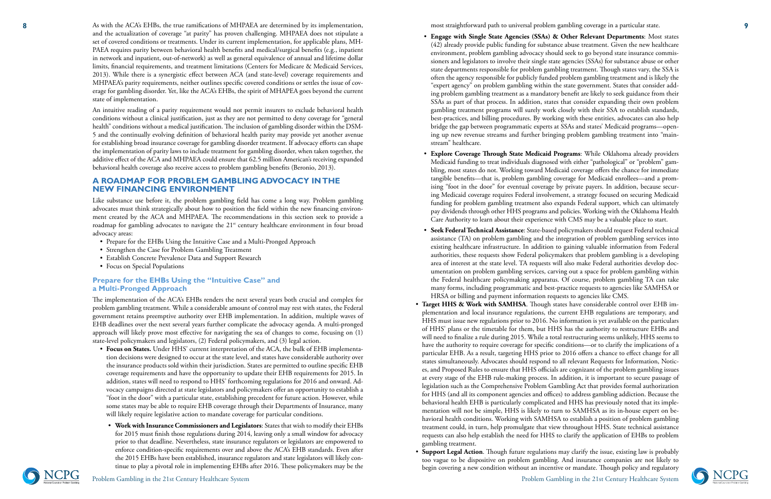As with the ACA's EHBs, the true ramifications of MHPAEA are determined by its implementation, and the actualization of coverage "at parity" has proven challenging. MHPAEA does not stipulate a set of covered conditions or treatments. Under its current implementation, for applicable plans, MHPAEA requires parity between behavioral health benefits and medical/surgical benefits (e.g., inpatient in network and inpatient, out-of-network) as well as general equivalence of annual and lifetime dollar limits, financial requirements, and treatment limitations (Centers for Medicare & Medicaid Services, 2013). While there is a synergistic effect between ACA (and state-level) coverage requirements and MHPAEA's parity requirements, neither outlines specific covered conditions or settles the issue of coverage for gambling disorder. Yet, like the ACA's EHBs, the spirit of MHAPEA goes beyond the current state of implementation.

An intuitive reading of a parity requirement would not permit insurers to exclude behavioral health conditions without a clinical justification, just as they are not permitted to deny coverage for "general health" conditions without a medical justification. The inclusion of gambling disorder within the DSM-5 and the continually evolving definition of behavioral health parity may provide yet another avenue for establishing broad insurance coverage for gambling disorder treatment. If advocacy efforts can shape the implementation of parity laws to include treatment for gambling disorder, when taken together, the additive effect of the ACA and MHPAEA could ensure that 62.5 million American's receiving expanded behavioral health coverage also receive access to problem gambling benefits (Beronio, 2013).

## A ROADMAP FOR PROBLEM GAMBLING ADVOCACY IN THE NEW FINANCING ENVIRONMENT

Like substance use before it, the problem gambling field has come a long way. Problem gambling advocates must think strategically about how to position the field within the new financing environment created by the ACA and MHPAEA. The recommendations in this section seek to provide a roadmap for gambling advocates to navigate the 21st century healthcare environment in four broad advocacy areas:

- Prepare for the EHBs Using the Intuitive Case and a Multi-Pronged Approach
- Strengthen the Case for Problem Gambling Treatment
- Establish Concrete Prevalence Data and Support Research
- Focus on Special Populations

### Prepare for the EHBs Using the "Intuitive Case" and a Multi-Pronged Approach

The implementation of the ACA's EHBs renders the next several years both crucial and complex for problem gambling treatment. While a considerable amount of control may rest with states, the Federal government retains preemptive authority over EHB implementation. In addition, multiple waves of EHB deadlines over the next several years further complicate the advocacy agenda. A multi-pronged approach will likely prove most effective for navigating the sea of changes to come, focusing on (1) state-level policymakers and legislators, (2) Federal policymakers, and (3) legal action.

- **Focus on States.** Under HHS' current interpretation of the ACA, the bulk of EHB implementation decisions were designed to occur at the state level, and states have considerable authority over the insurance products sold within their jurisdiction. States are permitted to outline specific EHB coverage requirements and have the opportunity to update their EHB requirements for 2015. In addition, states will need to respond to HHS' forthcoming regulations for 2016 and onward. Advocacy campaigns directed at state legislators and policymakers offer an opportunity to establish a "foot in the door" with a particular state, establishing precedent for future action. However, while some states may be able to require EHB coverage through their Departments of Insurance, many will likely require legislative action to mandate coverage for particular conditions.
    - **Work with Insurance Commissioners and Legislators**: States that wish to modify their EHBs for 2015 must finish those regulations during 2014, leaving only a small window for advocacy prior to that deadline. Nevertheless, state insurance regulators or legislators are empowered to enforce condition-specific requirements over and above the ACA's EHB standards. Even after the 2015 EHBs have been established, insurance regulators and state legislators will likely continue to play a pivotal role in implementing EHBs after 2016. These policymakers may be the most straightforward path to universal problem gambling coverage in a particular state.
    - **Engage with Single State Agencies (SSAs) & Other Relevant Departments**: Most states (42) already provide public funding for substance abuse treatment. Given the new healthcare environment, problem gambling advocacy should seek to go beyond state insurance commissioners and legislators to involve their single state agencies (SSAs) for substance abuse or other state departments responsible for problem gambling treatment. Though states vary, the SSA is often the agency responsible for publicly funded problem gambling treatment and is likely the "expert agency" on problem gambling within the state government. States that consider adding problem gambling treatment as a mandatory benefit are likely to seek guidance from their SSAs as part of that process. In addition, states that consider expanding their own problem gambling treatment programs will surely work closely with their SSA to establish standards, best-practices, and billing procedures. By working with these entities, advocates can also help bridge the gap between programmatic experts at SSAs and states' Medicaid programs—opening up new revenue streams and further bringing problem gambling treatment into "mainstream" healthcare.
    - **Explore Coverage Through State Medicaid Programs**: While Oklahoma already providers Medicaid funding to treat individuals diagnosed with either "pathological" or "problem" gambling, most states do not. Working toward Medicaid coverage offers the chance for immediate tangible benefits—that is, problem gambling coverage for Medicaid enrollees—and a promising "foot in the door" for eventual coverage by private payers. In addition, because securing Medicaid coverage requires Federal involvement, a strategy focused on securing Medicaid funding for problem gambling treatment also expands Federal support, which can ultimately pay dividends through other HHS programs and policies. Working with the Oklahoma Health Care Authority to learn about their experience with CMS may be a valuable place to start.
    - **Seek Federal Technical Assistance**: State-based policymakers should request Federal technical assistance (TA) on problem gambling and the integration of problem gambling services into existing healthcare infrastructure. In addition to gaining valuable information from Federal authorities, these requests show Federal policymakers that problem gambling is a developing area of interest at the state level. TA requests will also make Federal authorities develop documentation on problem gambling services, carving out a space for problem gambling within the Federal healthcare policymaking apparatus. Of course, problem gambling TA can take many forms, including programmatic and best-practice requests to agencies like SAMHSA or HRSA or billing and payment information requests to agencies like CMS.
- **Target HHS & Work with SAMHSA**. Though states have considerable control over EHB implementation and local insurance regulations, the current EHB regulations are temporary, and HHS must issue new regulations prior to 2016. No information is yet available on the particulars of HHS' plans or the timetable for them, but HHS has the authority to restructure EHBs and will need to finalize a rule during 2015. While a total restructuring seems unlikely, HHS seems to have the authority to require coverage for specific conditions—or to clarify the implications of a particular EHB. As a result, targeting HHS prior to 2016 offers a chance to effect change for all states simultaneously. Advocates should respond to all relevant Requests for Information, Notices, and Proposed Rules to ensure that HHS officials are cognizant of the problem gambling issues at every stage of the EHB rule-making process. In addition, it is important to secure passage of legislation such as the Comprehensive Problem Gambling Act that provides formal authorization for HHS (and all its component agencies and offices) to address gambling addiction. Because the behavioral health EHB is particularly complicated and HHS has previously noted that its implementation will not be simple, HHS is likely to turn to SAMHSA as its in-house expert on behavioral health conditions. Working with SAMHSA to establish a position of problem gambling treatment could, in turn, help promulgate that view throughout HHS. State technical assistance requests can also help establish the need for HHS to clarify the application of EHBs to problem gambling treatment.
- **Support Legal Action**. Though future regulations may clarify the issue, existing law is probably too vague to be dispositive on problem gambling. And insurance companies are not likely to begin covering a new condition without an incentive or mandate. Though policy and regulatory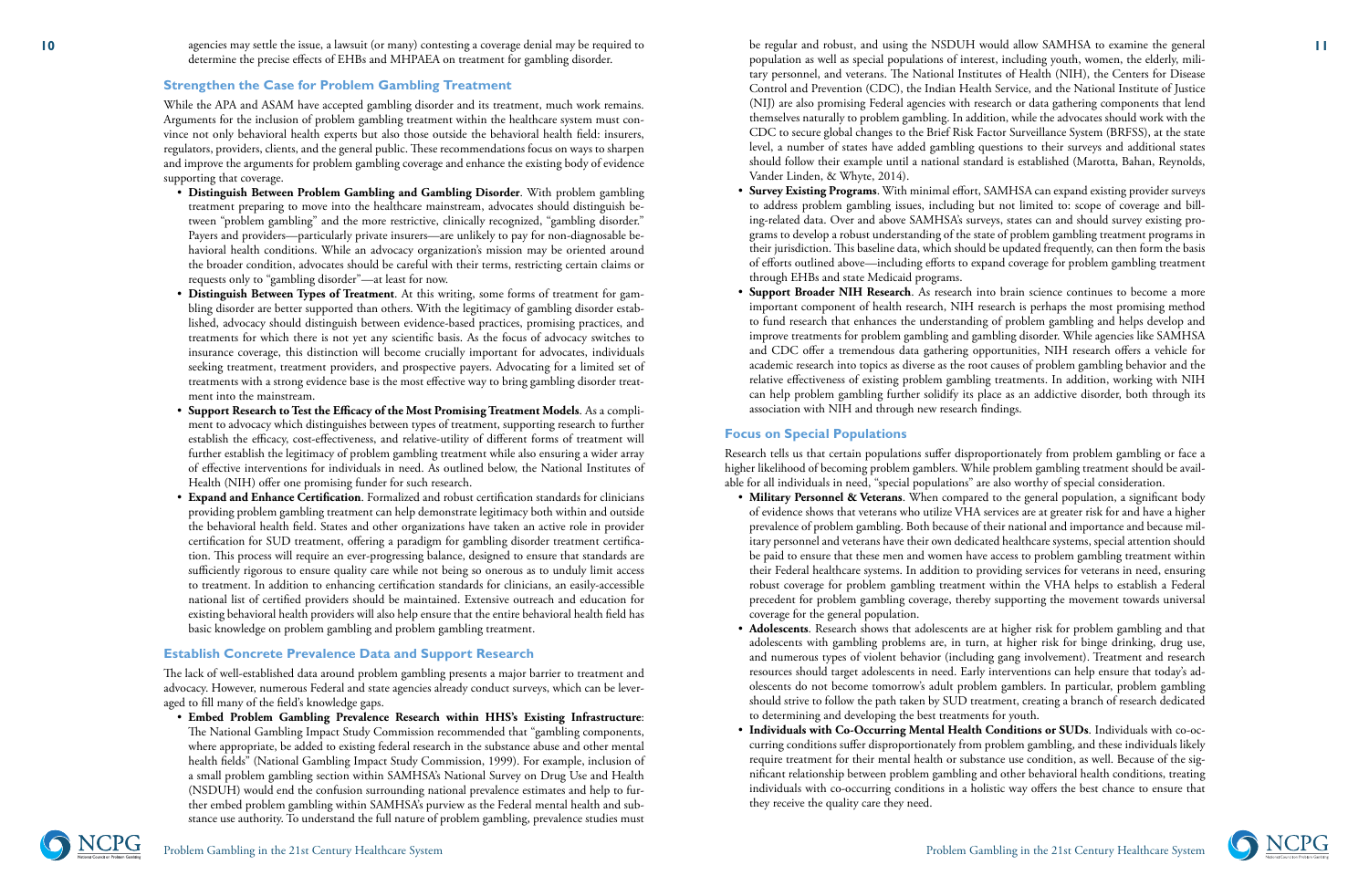agencies may settle the issue, a lawsuit (or many) contesting a coverage denial may be required to determine the precise effects of EHBs and MHPAEA on treatment for gambling disorder.

### Strengthen the Case for Problem Gambling Treatment

While the APA and ASAM have accepted gambling disorder and its treatment, much work remains. Arguments for the inclusion of problem gambling treatment within the healthcare system must convince not only behavioral health experts but also those outside the behavioral health field: insurers, regulators, providers, clients, and the general public. These recommendations focus on ways to sharpen and improve the arguments for problem gambling coverage and enhance the existing body of evidence supporting that coverage.

- **Distinguish Between Problem Gambling and Gambling Disorder**. With problem gambling treatment preparing to move into the healthcare mainstream, advocates should distinguish between "problem gambling" and the more restrictive, clinically recognized, "gambling disorder." Payers and providers—particularly private insurers—are unlikely to pay for non-diagnosable behavioral health conditions. While an advocacy organization's mission may be oriented around the broader condition, advocates should be careful with their terms, restricting certain claims or requests only to "gambling disorder"—at least for now.
- **Distinguish Between Types of Treatment**. At this writing, some forms of treatment for gambling disorder are better supported than others. With the legitimacy of gambling disorder established, advocacy should distinguish between evidence-based practices, promising practices, and treatments for which there is not yet any scientific basis. As the focus of advocacy switches to insurance coverage, this distinction will become crucially important for advocates, individuals seeking treatment, treatment providers, and prospective payers. Advocating for a limited set of treatments with a strong evidence base is the most effective way to bring gambling disorder treatment into the mainstream.
- **Support Research to Test the Efficacy of the Most Promising Treatment Models**. As a compliment to advocacy which distinguishes between types of treatment, supporting research to further establish the efficacy, cost-effectiveness, and relative-utility of different forms of treatment will further establish the legitimacy of problem gambling treatment while also ensuring a wider array of effective interventions for individuals in need. As outlined below, the National Institutes of Health (NIH) offer one promising funder for such research.
- **Expand and Enhance Certification**. Formalized and robust certification standards for clinicians providing problem gambling treatment can help demonstrate legitimacy both within and outside the behavioral health field. States and other organizations have taken an active role in provider certification for SUD treatment, offering a paradigm for gambling disorder treatment certification. This process will require an ever-progressing balance, designed to ensure that standards are sufficiently rigorous to ensure quality care while not being so onerous as to unduly limit access to treatment. In addition to enhancing certification standards for clinicians, an easily-accessible national list of certified providers should be maintained. Extensive outreach and education for existing behavioral health providers will also help ensure that the entire behavioral health field has basic knowledge on problem gambling and problem gambling treatment.

### Establish Concrete Prevalence Data and Support Research

The lack of well-established data around problem gambling presents a major barrier to treatment and advocacy. However, numerous Federal and state agencies already conduct surveys, which can be leveraged to fill many of the field's knowledge gaps.

- **Embed Problem Gambling Prevalence Research within HHS's Existing Infrastructure**: The National Gambling Impact Study Commission recommended that "gambling components, where appropriate, be added to existing federal research in the substance abuse and other mental health fields" (National Gambling Impact Study Commission, 1999). For example, inclusion of a small problem gambling section within SAMHSA's National Survey on Drug Use and Health (NSDUH) would end the confusion surrounding national prevalence estimates and help to further embed problem gambling within SAMHSA's purview as the Federal mental health and substance use authority. To understand the full nature of problem gambling, prevalence studies must be regular and robust, and using the NSDUH would allow SAMHSA to examine the general population as well as special populations of interest, including youth, women, the elderly, military personnel, and veterans. The National Institutes of Health (NIH), the Centers for Disease Control and Prevention (CDC), the Indian Health Service, and the National Institute of Justice (NIJ) are also promising Federal agencies with research or data gathering components that lend themselves naturally to problem gambling. In addition, while the advocates should work with the CDC to secure global changes to the Brief Risk Factor Surveillance System (BRFSS), at the state level, a number of states have added gambling questions to their surveys and additional states should follow their example until a national standard is established (Marotta, Bahan, Reynolds, Vander Linden, & Whyte, 2014).
- **Survey Existing Programs**. With minimal effort, SAMHSA can expand existing provider surveys to address problem gambling issues, including but not limited to: scope of coverage and billing-related data. Over and above SAMHSA's surveys, states can and should survey existing programs to develop a robust understanding of the state of problem gambling treatment programs in their jurisdiction. This baseline data, which should be updated frequently, can then form the basis of efforts outlined above—including efforts to expand coverage for problem gambling treatment through EHBs and state Medicaid programs.
- **Support Broader NIH Research**. As research into brain science continues to become a more important component of health research, NIH research is perhaps the most promising method to fund research that enhances the understanding of problem gambling and helps develop and improve treatments for problem gambling and gambling disorder. While agencies like SAMHSA and CDC offer a tremendous data gathering opportunities, NIH research offers a vehicle for academic research into topics as diverse as the root causes of problem gambling behavior and the relative effectiveness of existing problem gambling treatments. In addition, working with NIH can help problem gambling further solidify its place as an addictive disorder, both through its association with NIH and through new research findings.

### Focus on Special Populations

Research tells us that certain populations suffer disproportionately from problem gambling or face a higher likelihood of becoming problem gamblers. While problem gambling treatment should be available for all individuals in need, "special populations" are also worthy of special consideration.

- **Military Personnel & Veterans**. When compared to the general population, a significant body of evidence shows that veterans who utilize VHA services are at greater risk for and have a higher prevalence of problem gambling. Both because of their national and importance and because military personnel and veterans have their own dedicated healthcare systems, special attention should be paid to ensure that these men and women have access to problem gambling treatment within their Federal healthcare systems. In addition to providing services for veterans in need, ensuring robust coverage for problem gambling treatment within the VHA helps to establish a Federal precedent for problem gambling coverage, thereby supporting the movement towards universal coverage for the general population.
- **Adolescents**. Research shows that adolescents are at higher risk for problem gambling and that adolescents with gambling problems are, in turn, at higher risk for binge drinking, drug use, and numerous types of violent behavior (including gang involvement). Treatment and research resources should target adolescents in need. Early interventions can help ensure that today's adolescents do not become tomorrow's adult problem gamblers. In particular, problem gambling should strive to follow the path taken by SUD treatment, creating a branch of research dedicated to determining and developing the best treatments for youth.
- **Individuals with Co-Occurring Mental Health Conditions or SUDs**. Individuals with co-occurring conditions suffer disproportionately from problem gambling, and these individuals likely require treatment for their mental health or substance use condition, as well. Because of the significant relationship between problem gambling and other behavioral health conditions, treating individuals with co-occurring conditions in a holistic way offers the best chance to ensure that they receive the quality care they need.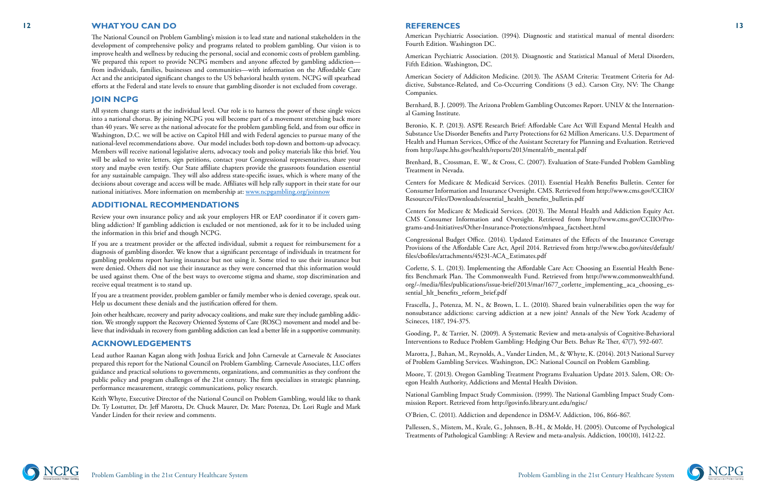## WHAT YOU CAN DO

The National Council on Problem Gambling's mission is to lead state and national stakeholders in the development of comprehensive policy and programs related to problem gambling. Our vision is to improve health and wellness by reducing the personal, social and economic costs of problem gambling. We prepared this report to provide NCPG members and anyone affected by gambling addiction—from individuals, families, businesses and communities—with information on the Affordable Care Act and the anticipated significant changes to the US behavioral health system. NCPG will spearhead efforts at the Federal and state levels to ensure that gambling disorder is not excluded from coverage.

## JOIN NCPG

All system change starts at the individual level. Our role is to harness the power of these single voices into a national chorus. By joining NCPG you will become part of a movement stretching back more than 40 years. We serve as the national advocate for the problem gambling field, and from our office in Washington, D.C. we will be active on Capitol Hill and with Federal agencies to pursue many of the national-level recommendations above. Our model includes both top-down and bottom-up advocacy. Members will receive national legislative alerts, advocacy tools and policy materials like this brief. You will be asked to write letters, sign petitions, contact your Congressional representatives, share your story and maybe even testify. Our State affiliate chapters provide the grassroots foundation essential for any sustainable campaign. They will also address state-specific issues, which is where many of the decisions about coverage and access will be made. Affiliates will help rally support in their state for our national initiatives. More information on membership at: [www.ncpgambling.org/joinnow](www.ncpgambling.org/joinnow)

## ADDITIONAL RECOMMENDATIONS

Review your own insurance policy and ask your employers HR or EAP coordinator if it covers gambling addiction? If gambling addiction is excluded or not mentioned, ask for it to be included using the information in this brief and though NCPG.

If you are a treatment provider or the affected individual, submit a request for reimbursement for a diagnosis of gambling disorder. We know that a significant percentage of individuals in treatment for gambling problems report having insurance but not using it. Some tried to use their insurance but were denied. Others did not use their insurance as they were concerned that this information would be used against them. One of the best ways to overcome stigma and shame, stop discrimination and receive equal treatment is to stand up.

If you are a treatment provider, problem gambler or family member who is denied coverage, speak out. Help us document these denials and the justification offered for them.

Join other healthcare, recovery and parity advocacy coalitions, and make sure they include gambling addiction. We strongly support the Recovery Oriented Systems of Care (ROSC) movement and model and believe that individuals in recovery from gambling addiction can lead a better life in a supportive community.

## ACKNOWLEDGEMENTS

Lead author Raanan Kagan along with Joshua Esrick and John Carnevale at Carnevale & Associates prepared this report for the National Council on Problem Gambling. Carnevale Associates, LLC offers guidance and practical solutions to governments, organizations, and communities as they confront the public policy and program challenges of the 21st century. The firm specializes in strategic planning, performance measurement, strategic communications, policy research.

Keith Whyte, Executive Director of the National Council on Problem Gambling, would like to thank Dr. Ty Lostutter, Dr. Jeff Marotta, Dr. Chuck Maurer, Dr. Marc Potenza, Dr. Lori Rugle and Mark Vander Linden for their review and comments.

## REFERENCES

American Psychiatric Association. (1994). Diagnostic and statistical manual of mental disorders: Fourth Edition. Washington DC.

American Psychiatric Association. (2013). Disagnostic and Statistical Manual of Metal Disorders, Fifth Edition. Washington, DC.

American Society of Addiciton Medicine. (2013). The ASAM Criteria: Treatment Criteria for Addictive, Substance-Related, and Co-Occurring Conditions (3 ed.). Carson City, NV: The Change Companies.

Bernhard, B. J. (2009). The Arizona Problem Gambling Outcomes Report. UNLV & the International Gaming Institute.

Beronio, K. P. (2013). ASPE Research Brief: Affordable Care Act Will Expand Mental Health and Substance Use Disorder Benefits and Party Protections for 62 Million Americans. U.S. Department of Health and Human Services, Office of the Assistant Secretary for Planning and Evaluation. Retrieved from http://aspe.hhs.gov/health/reports/2013/mental/rb_mental.pdf

Brenhard, B., Crossman, E. W., & Cross, C. (2007). Evaluation of State-Funded Problem Gambling Treatment in Nevada.

Centers for Medicare & Medicaid Services. (2011). Essential Health Benefits Bulletin. Center for Consumer Information and Insurance Oversight. CMS. Retrieved from http://www.cms.gov/CCIIO/Resources/Files/Downloads/essential_health_benefits_bulletin.pdf

Centers for Medicare & Medicaid Services. (2013). The Mental Health and Addiction Equity Act. CMS Consumer Information and Oversight. Retrieved from http://www.cms.gov/CCIIO/Programs-and-Initiatives/Other-Insurance-Protections/mhpaea_factsheet.html

Congressional Budget Office. (2014). Updated Estimates of the Effects of the Inusrance Coverage Provisions of the Affordable Care Act, April 2014. Retrieved from http://www.cbo.gov/sites/default/files/cbofiles/attachments/45231-ACA_Estimates.pdf

Corlette, S. L. (2013). Implementing the Affordable Care Act: Choosing an Essential Health Benefits Benchmark Plan. The Commonwealth Fund. Retrieved from http://www.commonwealthfund.org/~/media/files/publications/issue-brief/2013/mar/1677_corlette_implementing_aca_choosing_essential_hlt_benefits_reform_brief.pdf

Frascella, J., Potenza, M. N., & Brown, L. L. (2010). Shared brain vulnerabilities open the way for nonsubstance addictions: carving addiction at a new joint? Annals of the New York Academy of Scineces, 1187, 194-375.

Gooding, P., & Tarrier, N. (2009). A Systematic Review and meta-analysis of Cognitive-Behavioral Interventions to Reduce Problem Gambling: Hedging Our Bets. Behav Re Ther, 47(7), 592-607.

Marotta, J., Bahan, M., Reynolds, A., Vander Linden, M., & Whyte, K. (2014). 2013 National Survey of Problem Gambling Services. Washington, DC: National Council on Problem Gambling.

Moore, T. (2013). Oregon Gambling Treatment Programs Evaluation Update 2013. Salem, OR: Oregon Health Authority, Addictions and Mental Health Division.

National Gambling Impact Study Commission. (1999). The National Gambling Impact Study Commission Report. Retrieved from http://govinfo.library.unt.edu/ngisc/

O'Brien, C. (2011). Addiction and dependence in DSM-V. Addiction, 106, 866-867.

Pallessen, S., Mistem, M., Kvale, G., Johnsen, B.-H., & Molde, H. (2005). Outcome of Psychological Treatments of Pathological Gambling: A Review and meta-analysis. Addiction, 100(10), 1412-22.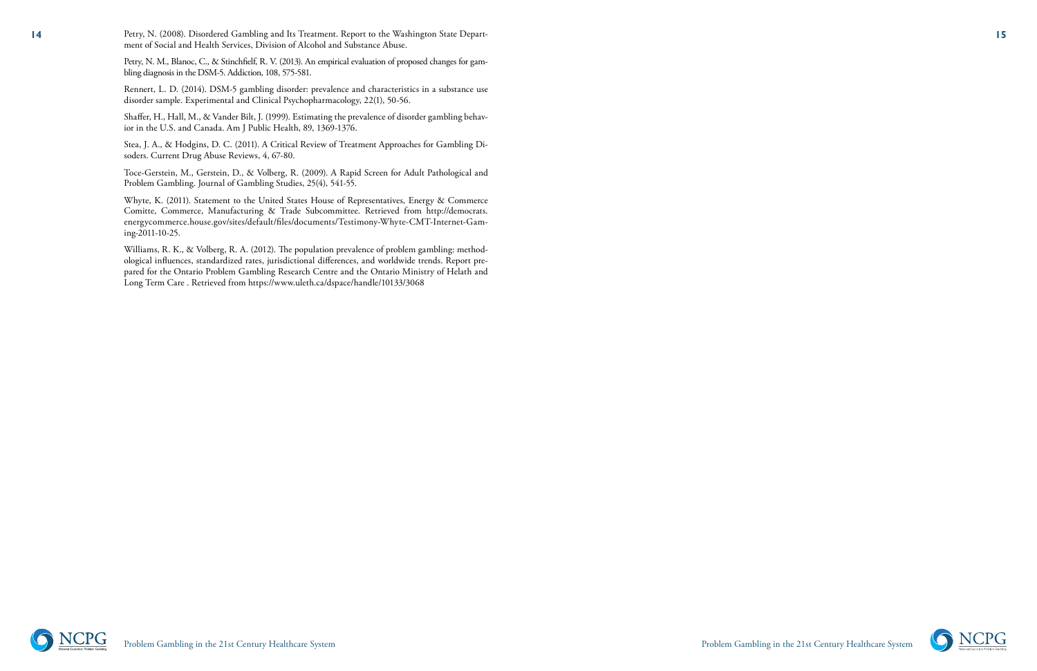Petry, N. (2008). Disordered Gambling and Its Treatment. Report to the Washington State Department of Social and Health Services, Division of Alcohol and Substance Abuse.

Petry, N. M., Blanoc, C., & Stinchfielf, R. V. (2013). An empirical evaluation of proposed changes for gambling diagnosis in the DSM-5. Addiction, 108, 575-581.

Rennert, L. D. (2014). DSM-5 gambling disorder: prevalence and characteristics in a substance use disorder sample. Experimental and Clinical Psychopharmacology, 22(1), 50-56.

Shaffer, H., Hall, M., & Vander Bilt, J. (1999). Estimating the prevalence of disorder gambling behavior in the U.S. and Canada. Am J Public Health, 89, 1369-1376.

Stea, J. A., & Hodgins, D. C. (2011). A Critical Review of Treatment Approaches for Gambling Disoders. Current Drug Abuse Reviews, 4, 67-80.

Toce-Gerstein, M., Gerstein, D., & Volberg, R. (2009). A Rapid Screen for Adult Pathological and Problem Gambling. Journal of Gambling Studies, 25(4), 541-55.

Whyte, K. (2011). Statement to the United States House of Representatives, Energy & Commerce Comitte, Commerce, Manufacturing & Trade Subcommittee. Retrieved from http://democrats.energycommerce.house.gov/sites/default/files/documents/Testimony-Whyte-CMT-Internet-Gaming-2011-10-25.

Williams, R. K., & Volberg, R. A. (2012). The population prevalence of problem gambling: methodological influences, standardized rates, jurisdictional differences, and worldwide trends. Report prepared for the Ontario Problem Gambling Research Centre and the Ontario Ministry of Helath and Long Term Care . Retrieved from https://www.uleth.ca/dspace/handle/10133/3068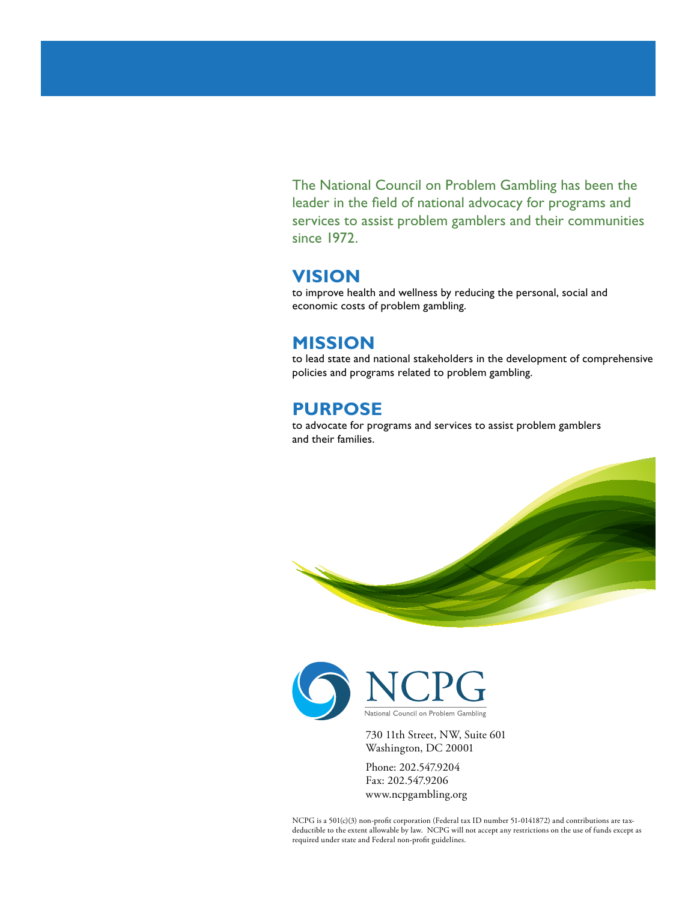The National Council on Problem Gambling has been the leader in the field of national advocacy for programs and services to assist problem gamblers and their communities since 1972.

## VISION

to improve health and wellness by reducing the personal, social and economic costs of problem gambling.

## MISSION

to lead state and national stakeholders in the development of comprehensive policies and programs related to problem gambling.

## PURPOSE

to advocate for programs and services to assist problem gamblers and their families.

NCPG

National Council on Problem Gambling

730 11th Street, NW, Suite 601
Washington, DC 20001

Phone: 202.547.9204
Fax: 202.547.9206
www.ncpgambling.org

NCPG is a 501(c)(3) non-profit corporation (Federal tax ID number 51-0141872) and contributions are tax-deductible to the extent allowable by law. NCPG will not accept any restrictions on the use of funds except as required under state and Federal non-profit guidelines.